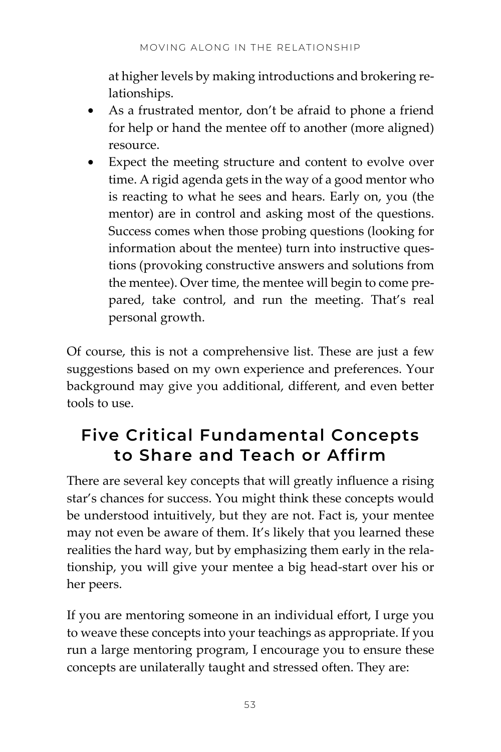at higher levels by making introductions and brokering relationships.

- As a frustrated mentor, don't be afraid to phone a friend for help or hand the mentee off to another (more aligned) resource.
- Expect the meeting structure and content to evolve over time. A rigid agenda gets in the way of a good mentor who is reacting to what he sees and hears. Early on, you (the mentor) are in control and asking most of the questions. Success comes when those probing questions (looking for information about the mentee) turn into instructive questions (provoking constructive answers and solutions from the mentee). Over time, the mentee will begin to come prepared, take control, and run the meeting. That's real personal growth.

Of course, this is not a comprehensive list. These are just a few suggestions based on my own experience and preferences. Your background may give you additional, different, and even better tools to use.

## Five Critical Fundamental Concepts to Share and Teach or Affirm

There are several key concepts that will greatly influence a rising star's chances for success. You might think these concepts would be understood intuitively, but they are not. Fact is, your mentee may not even be aware of them. It's likely that you learned these realities the hard way, but by emphasizing them early in the relationship, you will give your mentee a big head-start over his or her peers.

If you are mentoring someone in an individual effort, I urge you to weave these concepts into your teachings as appropriate. If you run a large mentoring program, I encourage you to ensure these concepts are unilaterally taught and stressed often. They are: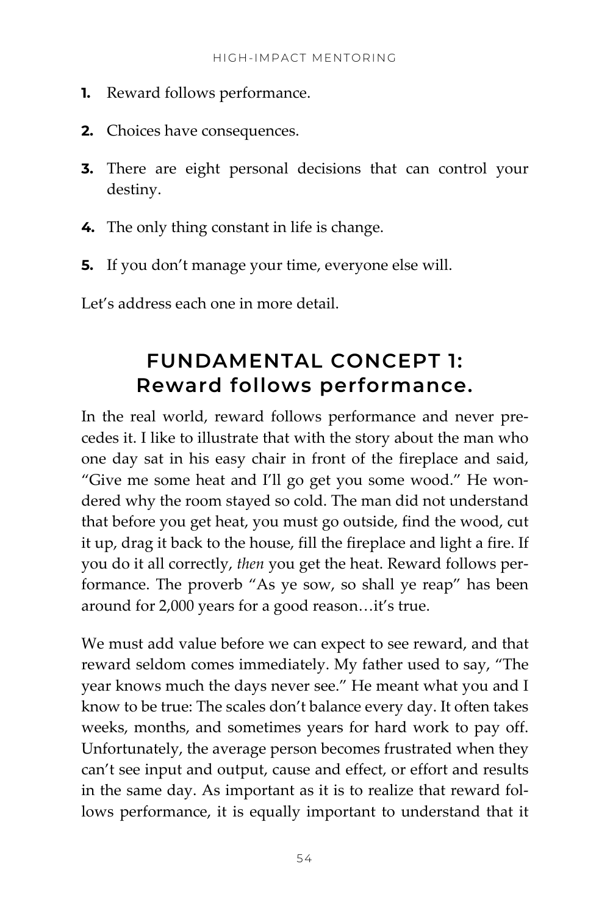1. Reward follows performance.
2. Choices have consequences.
3. There are eight personal decisions that can control your destiny.
4. The only thing constant in life is change.
5. If you don't manage your time, everyone else will.

Let's address each one in more detail.

## FUNDAMENTAL CONCEPT 1: Reward follows performance.

In the real world, reward follows performance and never precedes it. I like to illustrate that with the story about the man who one day sat in his easy chair in front of the fireplace and said, "Give me some heat and I'll go get you some wood." He wondered why the room stayed so cold. The man did not understand that before you get heat, you must go outside, find the wood, cut it up, drag it back to the house, fill the fireplace and light a fire. If you do it all correctly, *then* you get the heat. Reward follows performance. The proverb "As ye sow, so shall ye reap" has been around for 2,000 years for a good reason…it's true.

We must add value before we can expect to see reward, and that reward seldom comes immediately. My father used to say, "The year knows much the days never see." He meant what you and I know to be true: The scales don't balance every day. It often takes weeks, months, and sometimes years for hard work to pay off. Unfortunately, the average person becomes frustrated when they can't see input and output, cause and effect, or effort and results in the same day. As important as it is to realize that reward follows performance, it is equally important to understand that it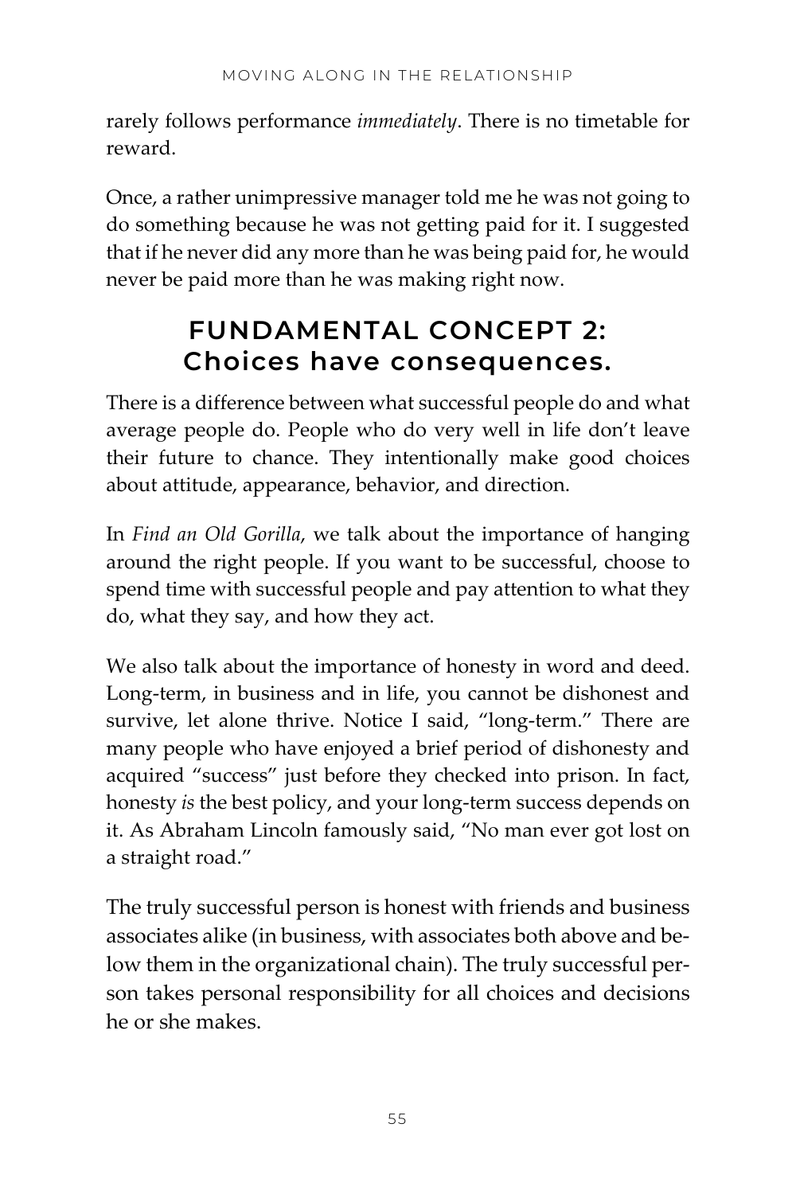rarely follows performance *immediately*. There is no timetable for reward.

Once, a rather unimpressive manager told me he was not going to do something because he was not getting paid for it. I suggested that if he never did any more than he was being paid for, he would never be paid more than he was making right now.

## FUNDAMENTAL CONCEPT 2: Choices have consequences.

There is a difference between what successful people do and what average people do. People who do very well in life don't leave their future to chance. They intentionally make good choices about attitude, appearance, behavior, and direction.

In *Find an Old Gorilla*, we talk about the importance of hanging around the right people. If you want to be successful, choose to spend time with successful people and pay attention to what they do, what they say, and how they act.

We also talk about the importance of honesty in word and deed. Long-term, in business and in life, you cannot be dishonest and survive, let alone thrive. Notice I said, "long-term." There are many people who have enjoyed a brief period of dishonesty and acquired "success" just before they checked into prison. In fact, honesty *is* the best policy, and your long-term success depends on it. As Abraham Lincoln famously said, "No man ever got lost on a straight road."

The truly successful person is honest with friends and business associates alike (in business, with associates both above and below them in the organizational chain). The truly successful person takes personal responsibility for all choices and decisions he or she makes.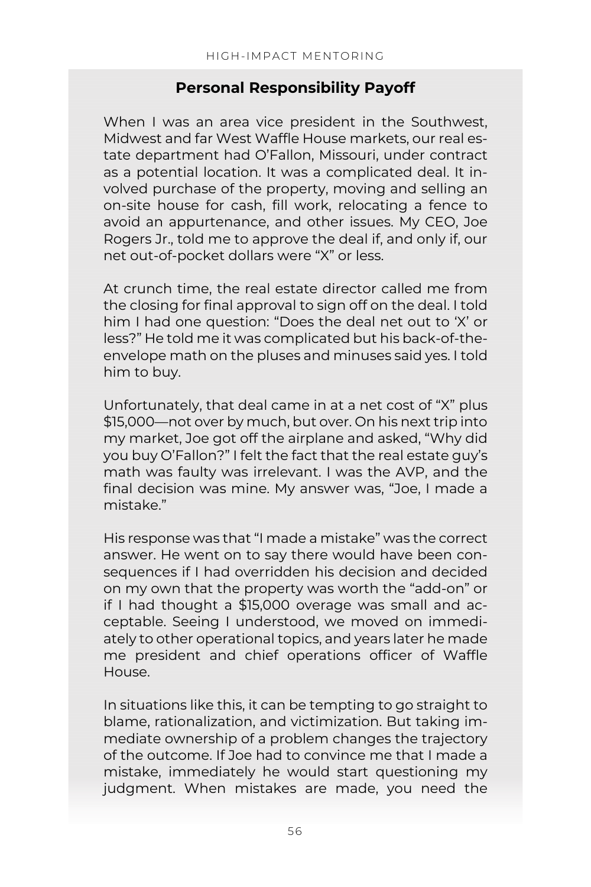### Personal Responsibility Payoff

When I was an area vice president in the Southwest, Midwest and far West Waffle House markets, our real estate department had O'Fallon, Missouri, under contract as a potential location. It was a complicated deal. It involved purchase of the property, moving and selling an on-site house for cash, fill work, relocating a fence to avoid an appurtenance, and other issues. My CEO, Joe Rogers Jr., told me to approve the deal if, and only if, our net out-of-pocket dollars were "X" or less.

At crunch time, the real estate director called me from the closing for final approval to sign off on the deal. I told him I had one question: "Does the deal net out to 'X' or less?" He told me it was complicated but his back-of-the-envelope math on the pluses and minuses said yes. I told him to buy.

Unfortunately, that deal came in at a net cost of "X" plus $15,000—not over by much, but over. On his next trip into my market, Joe got off the airplane and asked, "Why did you buy O'Fallon?" I felt the fact that the real estate guy's math was faulty was irrelevant. I was the AVP, and the final decision was mine. My answer was, "Joe, I made a mistake."

His response was that "I made a mistake" was the correct answer. He went on to say there would have been consequences if I had overridden his decision and decided on my own that the property was worth the "add-on" or if I had thought a $15,000 overage was small and acceptable. Seeing I understood, we moved on immediately to other operational topics, and years later he made me president and chief operations officer of Waffle House.

In situations like this, it can be tempting to go straight to blame, rationalization, and victimization. But taking immediate ownership of a problem changes the trajectory of the outcome. If Joe had to convince me that I made a mistake, immediately he would start questioning my judgment. When mistakes are made, you need the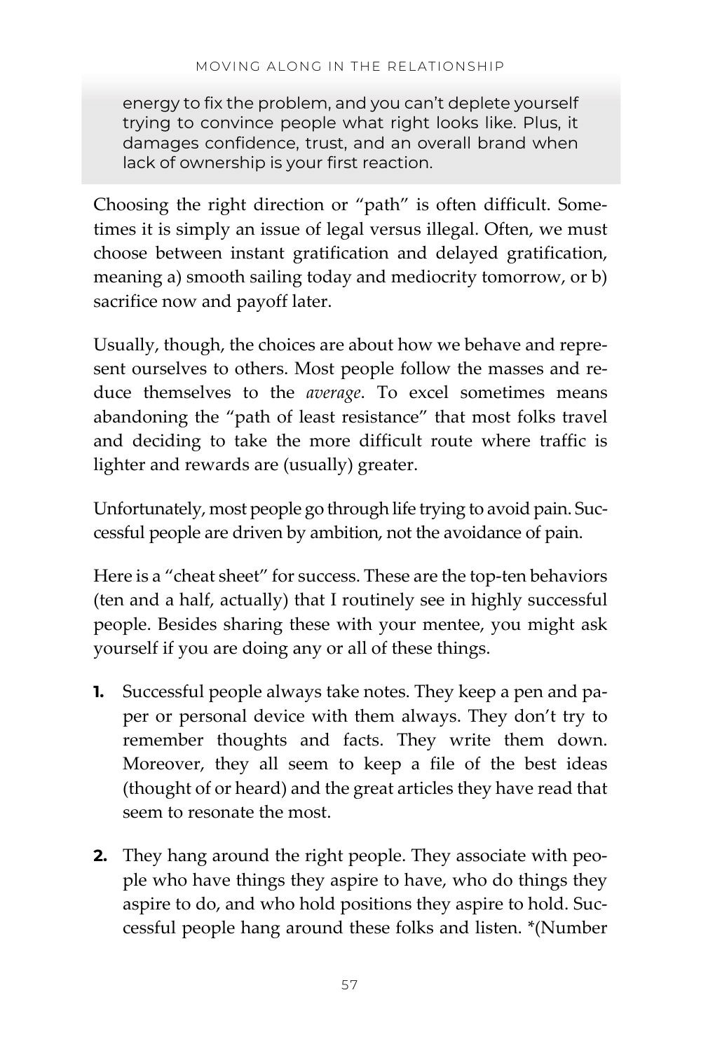> energy to fix the problem, and you can't deplete yourself trying to convince people what right looks like. Plus, it damages confidence, trust, and an overall brand when lack of ownership is your first reaction.

Choosing the right direction or "path" is often difficult. Sometimes it is simply an issue of legal versus illegal. Often, we must choose between instant gratification and delayed gratification, meaning a) smooth sailing today and mediocrity tomorrow, or b) sacrifice now and payoff later.

Usually, though, the choices are about how we behave and represent ourselves to others. Most people follow the masses and reduce themselves to the *average*. To excel sometimes means abandoning the "path of least resistance" that most folks travel and deciding to take the more difficult route where traffic is lighter and rewards are (usually) greater.

Unfortunately, most people go through life trying to avoid pain. Successful people are driven by ambition, not the avoidance of pain.

Here is a "cheat sheet" for success. These are the top-ten behaviors (ten and a half, actually) that I routinely see in highly successful people. Besides sharing these with your mentee, you might ask yourself if you are doing any or all of these things.

1. Successful people always take notes. They keep a pen and paper or personal device with them always. They don't try to remember thoughts and facts. They write them down. Moreover, they all seem to keep a file of the best ideas (thought of or heard) and the great articles they have read that seem to resonate the most.

2. They hang around the right people. They associate with people who have things they aspire to have, who do things they aspire to do, and who hold positions they aspire to hold. Successful people hang around these folks and listen. *(Number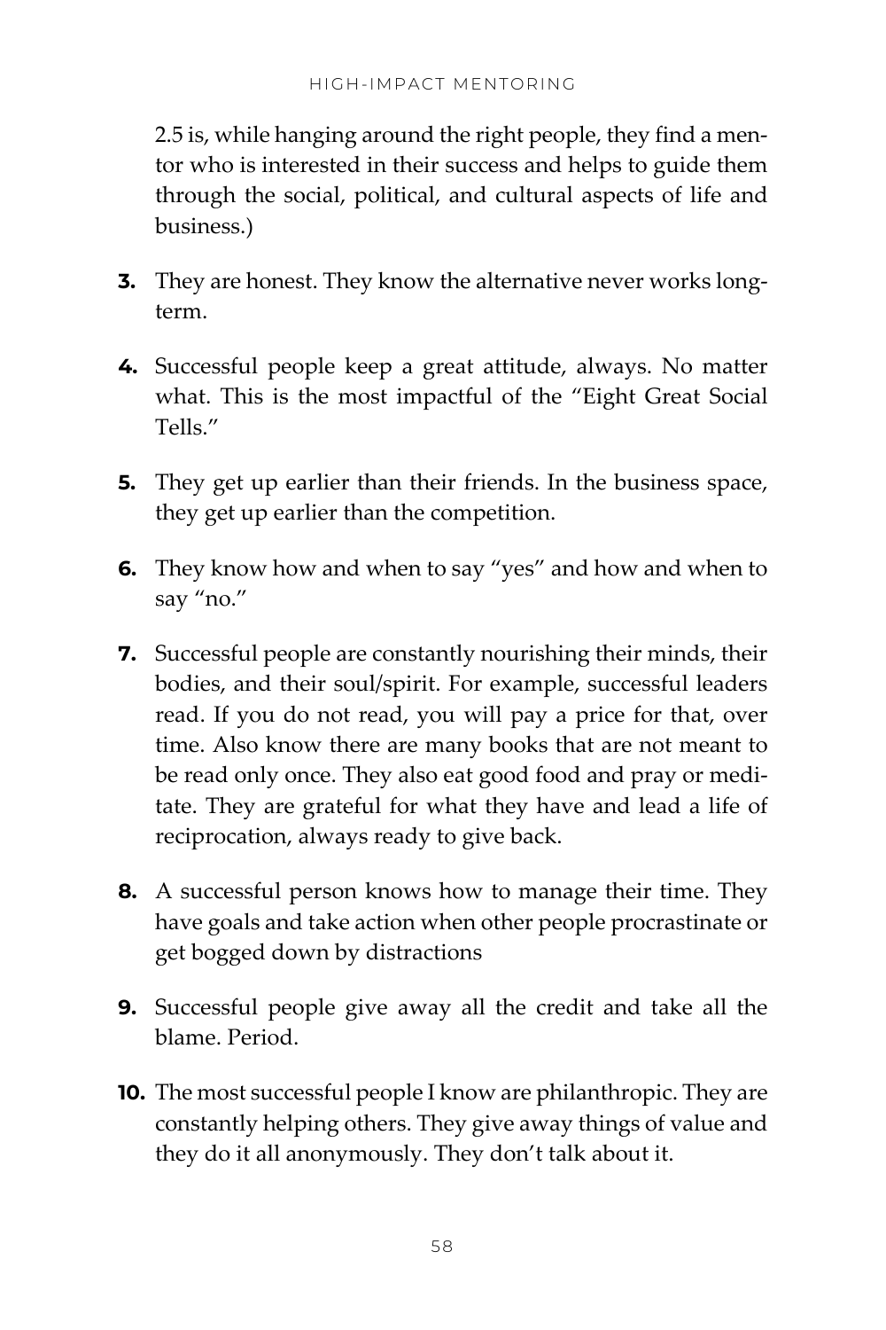2.5 is, while hanging around the right people, they find a mentor who is interested in their success and helps to guide them through the social, political, and cultural aspects of life and business.)

3. They are honest. They know the alternative never works long-term.

4. Successful people keep a great attitude, always. No matter what. This is the most impactful of the "Eight Great Social Tells."

5. They get up earlier than their friends. In the business space, they get up earlier than the competition.

6. They know how and when to say "yes" and how and when to say "no."

7. Successful people are constantly nourishing their minds, their bodies, and their soul/spirit. For example, successful leaders read. If you do not read, you will pay a price for that, over time. Also know there are many books that are not meant to be read only once. They also eat good food and pray or meditate. They are grateful for what they have and lead a life of reciprocation, always ready to give back.

8. A successful person knows how to manage their time. They have goals and take action when other people procrastinate or get bogged down by distractions

9. Successful people give away all the credit and take all the blame. Period.

10. The most successful people I know are philanthropic. They are constantly helping others. They give away things of value and they do it all anonymously. They don't talk about it.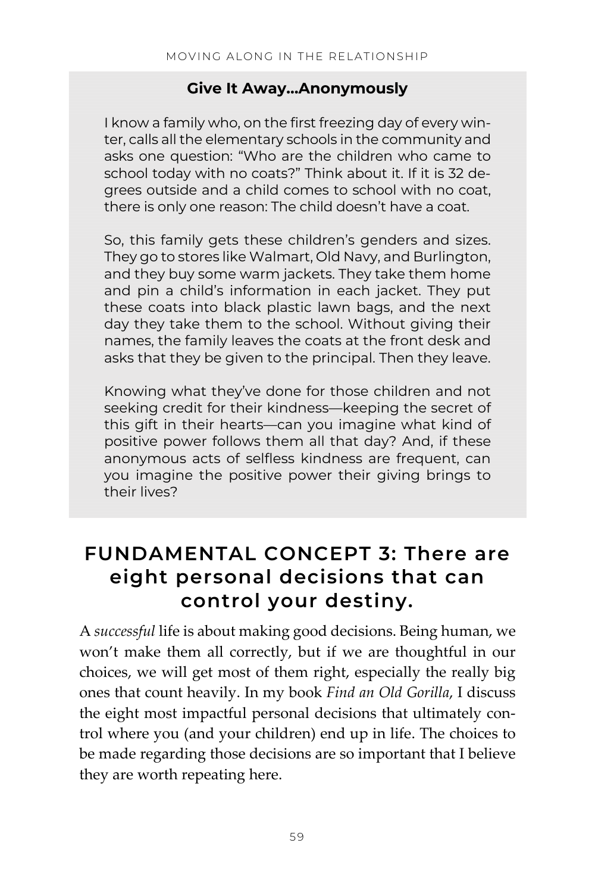### Give It Away...Anonymously

I know a family who, on the first freezing day of every winter, calls all the elementary schools in the community and asks one question: "Who are the children who came to school today with no coats?" Think about it. If it is 32 degrees outside and a child comes to school with no coat, there is only one reason: The child doesn't have a coat.

So, this family gets these children's genders and sizes. They go to stores like Walmart, Old Navy, and Burlington, and they buy some warm jackets. They take them home and pin a child's information in each jacket. They put these coats into black plastic lawn bags, and the next day they take them to the school. Without giving their names, the family leaves the coats at the front desk and asks that they be given to the principal. Then they leave.

Knowing what they've done for those children and not seeking credit for their kindness—keeping the secret of this gift in their hearts—can you imagine what kind of positive power follows them all that day? And, if these anonymous acts of selfless kindness are frequent, can you imagine the positive power their giving brings to their lives?

## FUNDAMENTAL CONCEPT 3: There are eight personal decisions that can control your destiny.

A *successful* life is about making good decisions. Being human, we won't make them all correctly, but if we are thoughtful in our choices, we will get most of them right, especially the really big ones that count heavily. In my book *Find an Old Gorilla*, I discuss the eight most impactful personal decisions that ultimately control where you (and your children) end up in life. The choices to be made regarding those decisions are so important that I believe they are worth repeating here.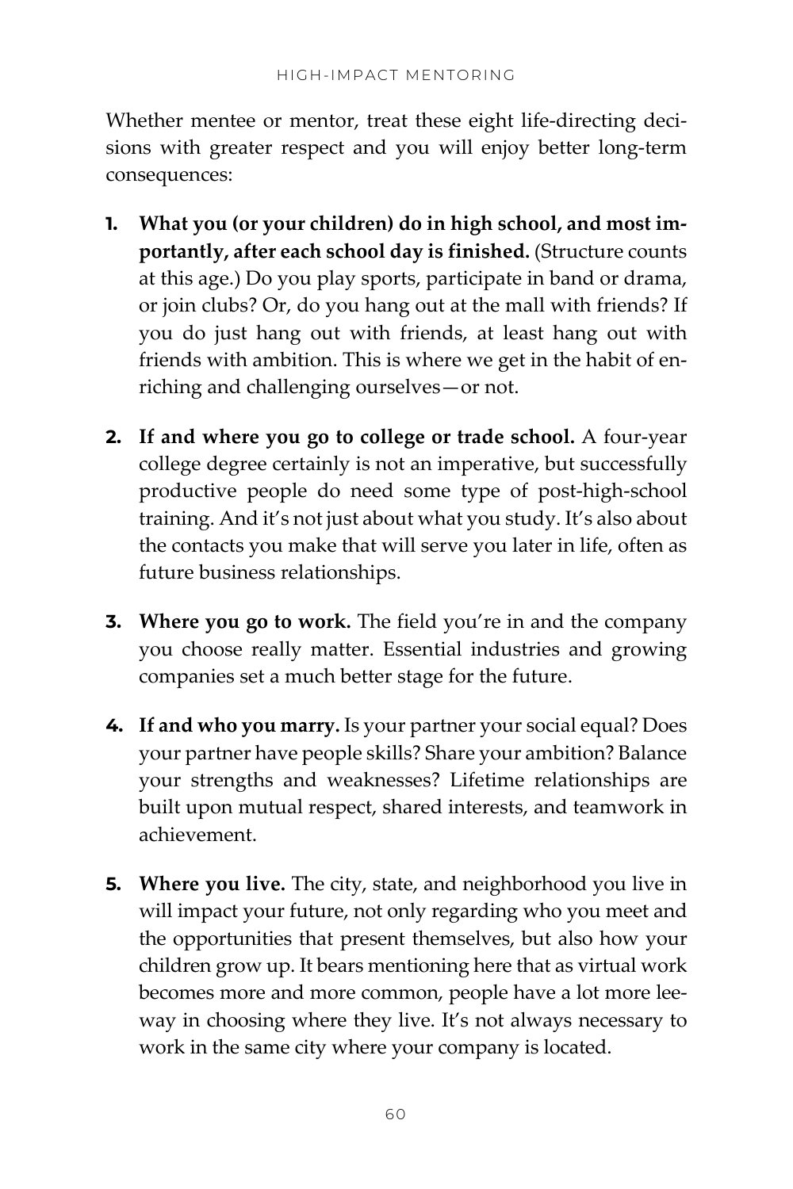Whether mentee or mentor, treat these eight life-directing decisions with greater respect and you will enjoy better long-term consequences:

1. **What you (or your children) do in high school, and most importantly, after each school day is finished.** (Structure counts at this age.) Do you play sports, participate in band or drama, or join clubs? Or, do you hang out at the mall with friends? If you do just hang out with friends, at least hang out with friends with ambition. This is where we get in the habit of enriching and challenging ourselves—or not.

2. **If and where you go to college or trade school.** A four-year college degree certainly is not an imperative, but successfully productive people do need some type of post-high-school training. And it's not just about what you study. It's also about the contacts you make that will serve you later in life, often as future business relationships.

3. **Where you go to work.** The field you're in and the company you choose really matter. Essential industries and growing companies set a much better stage for the future.

4. **If and who you marry.** Is your partner your social equal? Does your partner have people skills? Share your ambition? Balance your strengths and weaknesses? Lifetime relationships are built upon mutual respect, shared interests, and teamwork in achievement.

5. **Where you live.** The city, state, and neighborhood you live in will impact your future, not only regarding who you meet and the opportunities that present themselves, but also how your children grow up. It bears mentioning here that as virtual work becomes more and more common, people have a lot more leeway in choosing where they live. It's not always necessary to work in the same city where your company is located.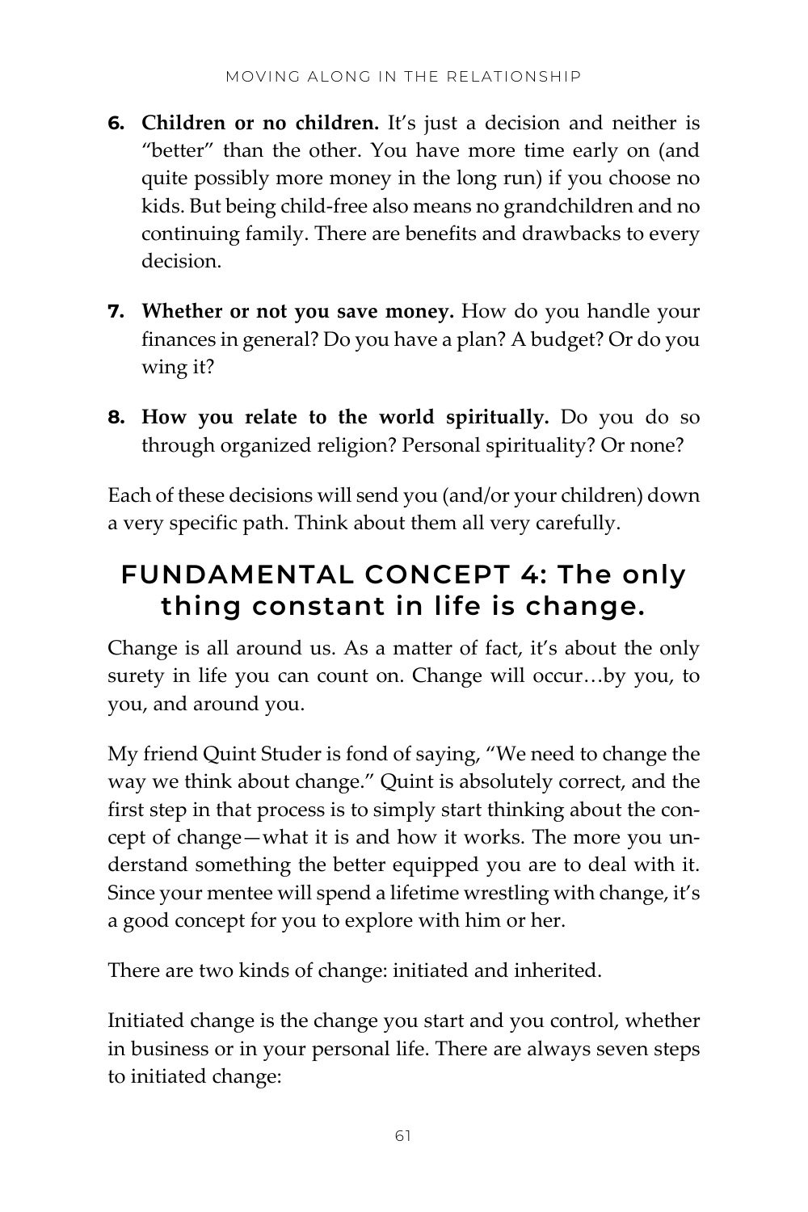6. **Children or no children.** It's just a decision and neither is "better" than the other. You have more time early on (and quite possibly more money in the long run) if you choose no kids. But being child-free also means no grandchildren and no continuing family. There are benefits and drawbacks to every decision.

7. **Whether or not you save money.** How do you handle your finances in general? Do you have a plan? A budget? Or do you wing it?

8. **How you relate to the world spiritually.** Do you do so through organized religion? Personal spirituality? Or none?

Each of these decisions will send you (and/or your children) down a very specific path. Think about them all very carefully.

## FUNDAMENTAL CONCEPT 4: The only thing constant in life is change.

Change is all around us. As a matter of fact, it's about the only surety in life you can count on. Change will occur…by you, to you, and around you.

My friend Quint Studer is fond of saying, "We need to change the way we think about change." Quint is absolutely correct, and the first step in that process is to simply start thinking about the concept of change—what it is and how it works. The more you understand something the better equipped you are to deal with it. Since your mentee will spend a lifetime wrestling with change, it's a good concept for you to explore with him or her.

There are two kinds of change: initiated and inherited.

Initiated change is the change you start and you control, whether in business or in your personal life. There are always seven steps to initiated change: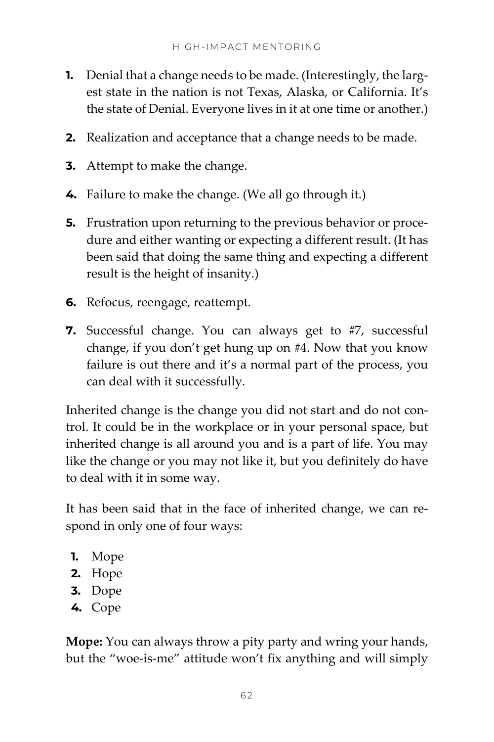1. Denial that a change needs to be made. (Interestingly, the largest state in the nation is not Texas, Alaska, or California. It's the state of Denial. Everyone lives in it at one time or another.)
2. Realization and acceptance that a change needs to be made.
3. Attempt to make the change.
4. Failure to make the change. (We all go through it.)
5. Frustration upon returning to the previous behavior or procedure and either wanting or expecting a different result. (It has been said that doing the same thing and expecting a different result is the height of insanity.)
6. Refocus, reengage, reattempt.
7. Successful change. You can always get to #7, successful change, if you don't get hung up on #4. Now that you know failure is out there and it's a normal part of the process, you can deal with it successfully.

Inherited change is the change you did not start and do not control. It could be in the workplace or in your personal space, but inherited change is all around you and is a part of life. You may like the change or you may not like it, but you definitely do have to deal with it in some way.

It has been said that in the face of inherited change, we can respond in only one of four ways:

1. Mope
2. Hope
3. Dope
4. Cope

**Mope:** You can always throw a pity party and wring your hands, but the "woe-is-me" attitude won't fix anything and will simply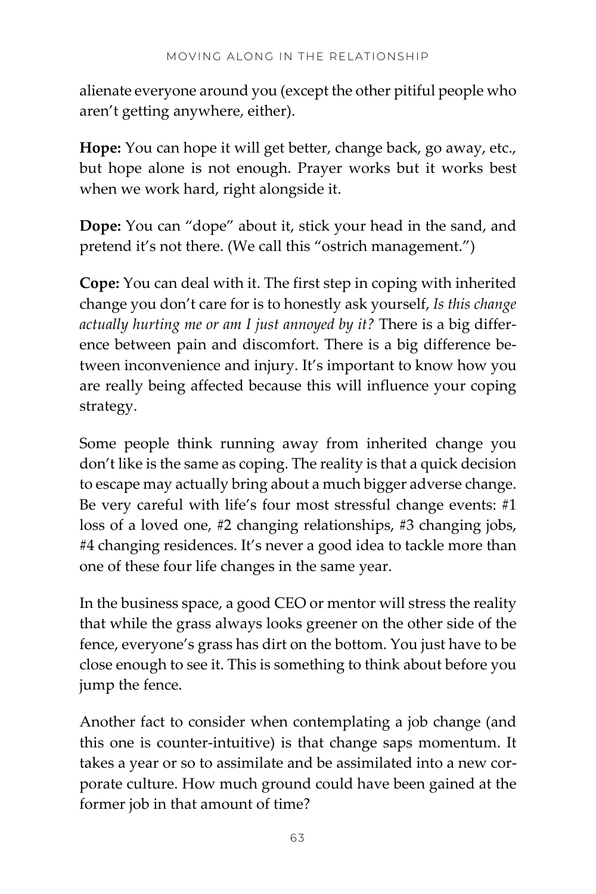alienate everyone around you (except the other pitiful people who aren't getting anywhere, either).

**Hope:** You can hope it will get better, change back, go away, etc., but hope alone is not enough. Prayer works but it works best when we work hard, right alongside it.

**Dope:** You can "dope" about it, stick your head in the sand, and pretend it's not there. (We call this "ostrich management.")

**Cope:** You can deal with it. The first step in coping with inherited change you don't care for is to honestly ask yourself, *Is this change actually hurting me or am I just annoyed by it?* There is a big difference between pain and discomfort. There is a big difference between inconvenience and injury. It's important to know how you are really being affected because this will influence your coping strategy.

Some people think running away from inherited change you don't like is the same as coping. The reality is that a quick decision to escape may actually bring about a much bigger adverse change. Be very careful with life's four most stressful change events: #1 loss of a loved one, #2 changing relationships, #3 changing jobs, #4 changing residences. It's never a good idea to tackle more than one of these four life changes in the same year.

In the business space, a good CEO or mentor will stress the reality that while the grass always looks greener on the other side of the fence, everyone's grass has dirt on the bottom. You just have to be close enough to see it. This is something to think about before you jump the fence.

Another fact to consider when contemplating a job change (and this one is counter-intuitive) is that change saps momentum. It takes a year or so to assimilate and be assimilated into a new corporate culture. How much ground could have been gained at the former job in that amount of time?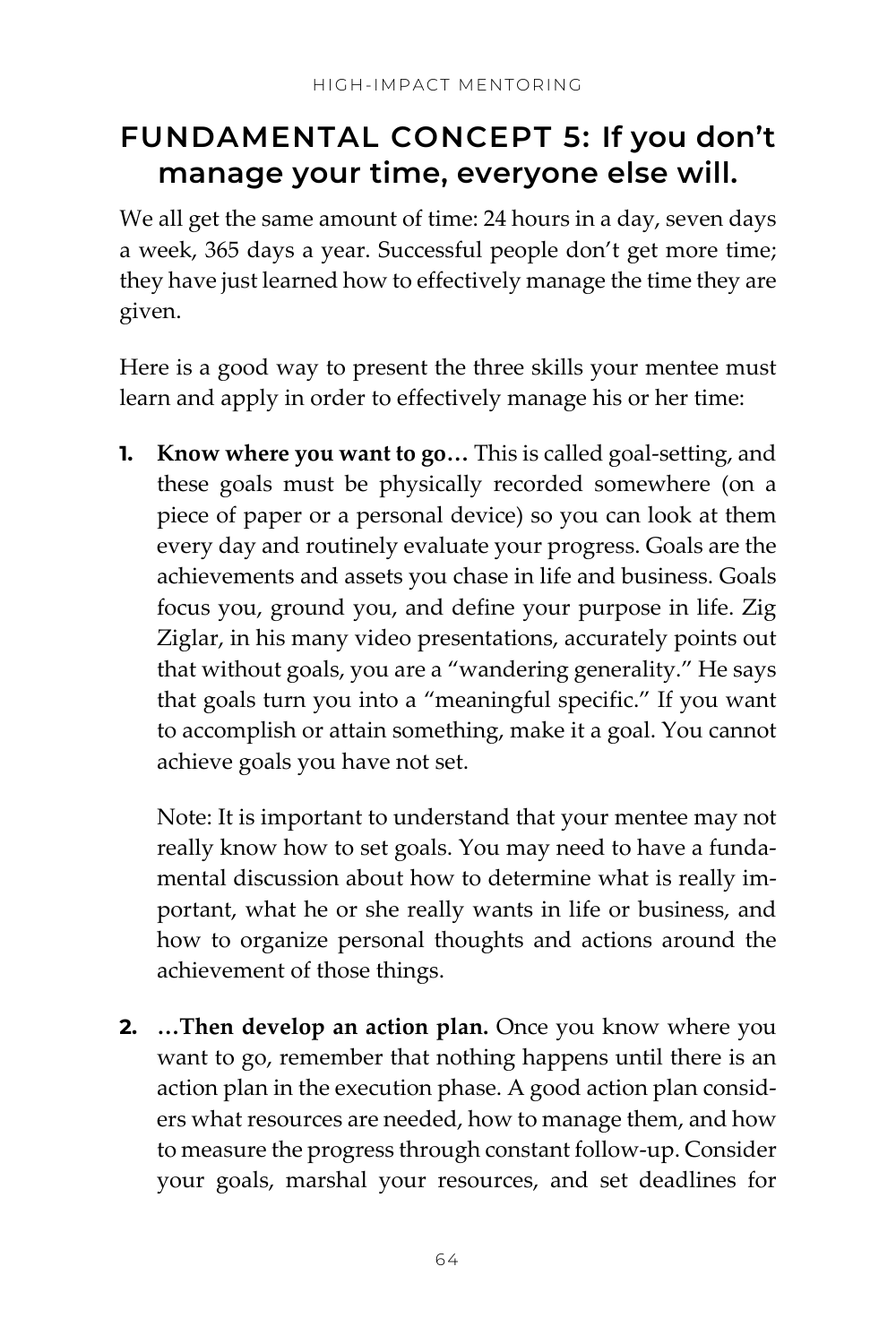## FUNDAMENTAL CONCEPT 5: If you don't manage your time, everyone else will.

We all get the same amount of time: 24 hours in a day, seven days a week, 365 days a year. Successful people don't get more time; they have just learned how to effectively manage the time they are given.

Here is a good way to present the three skills your mentee must learn and apply in order to effectively manage his or her time:

1. **Know where you want to go…** This is called goal-setting, and these goals must be physically recorded somewhere (on a piece of paper or a personal device) so you can look at them every day and routinely evaluate your progress. Goals are the achievements and assets you chase in life and business. Goals focus you, ground you, and define your purpose in life. Zig Ziglar, in his many video presentations, accurately points out that without goals, you are a "wandering generality." He says that goals turn you into a "meaningful specific." If you want to accomplish or attain something, make it a goal. You cannot achieve goals you have not set.

   Note: It is important to understand that your mentee may not really know how to set goals. You may need to have a fundamental discussion about how to determine what is really important, what he or she really wants in life or business, and how to organize personal thoughts and actions around the achievement of those things.

2. **…Then develop an action plan.** Once you know where you want to go, remember that nothing happens until there is an action plan in the execution phase. A good action plan considers what resources are needed, how to manage them, and how to measure the progress through constant follow-up. Consider your goals, marshal your resources, and set deadlines for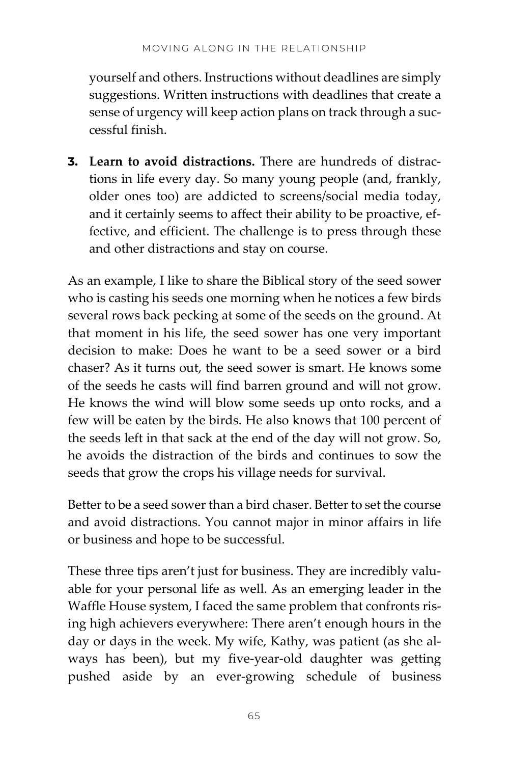yourself and others. Instructions without deadlines are simply suggestions. Written instructions with deadlines that create a sense of urgency will keep action plans on track through a successful finish.

3. **Learn to avoid distractions.** There are hundreds of distractions in life every day. So many young people (and, frankly, older ones too) are addicted to screens/social media today, and it certainly seems to affect their ability to be proactive, effective, and efficient. The challenge is to press through these and other distractions and stay on course.

As an example, I like to share the Biblical story of the seed sower who is casting his seeds one morning when he notices a few birds several rows back pecking at some of the seeds on the ground. At that moment in his life, the seed sower has one very important decision to make: Does he want to be a seed sower or a bird chaser? As it turns out, the seed sower is smart. He knows some of the seeds he casts will find barren ground and will not grow. He knows the wind will blow some seeds up onto rocks, and a few will be eaten by the birds. He also knows that 100 percent of the seeds left in that sack at the end of the day will not grow. So, he avoids the distraction of the birds and continues to sow the seeds that grow the crops his village needs for survival.

Better to be a seed sower than a bird chaser. Better to set the course and avoid distractions. You cannot major in minor affairs in life or business and hope to be successful.

These three tips aren't just for business. They are incredibly valuable for your personal life as well. As an emerging leader in the Waffle House system, I faced the same problem that confronts rising high achievers everywhere: There aren't enough hours in the day or days in the week. My wife, Kathy, was patient (as she always has been), but my five-year-old daughter was getting pushed aside by an ever-growing schedule of business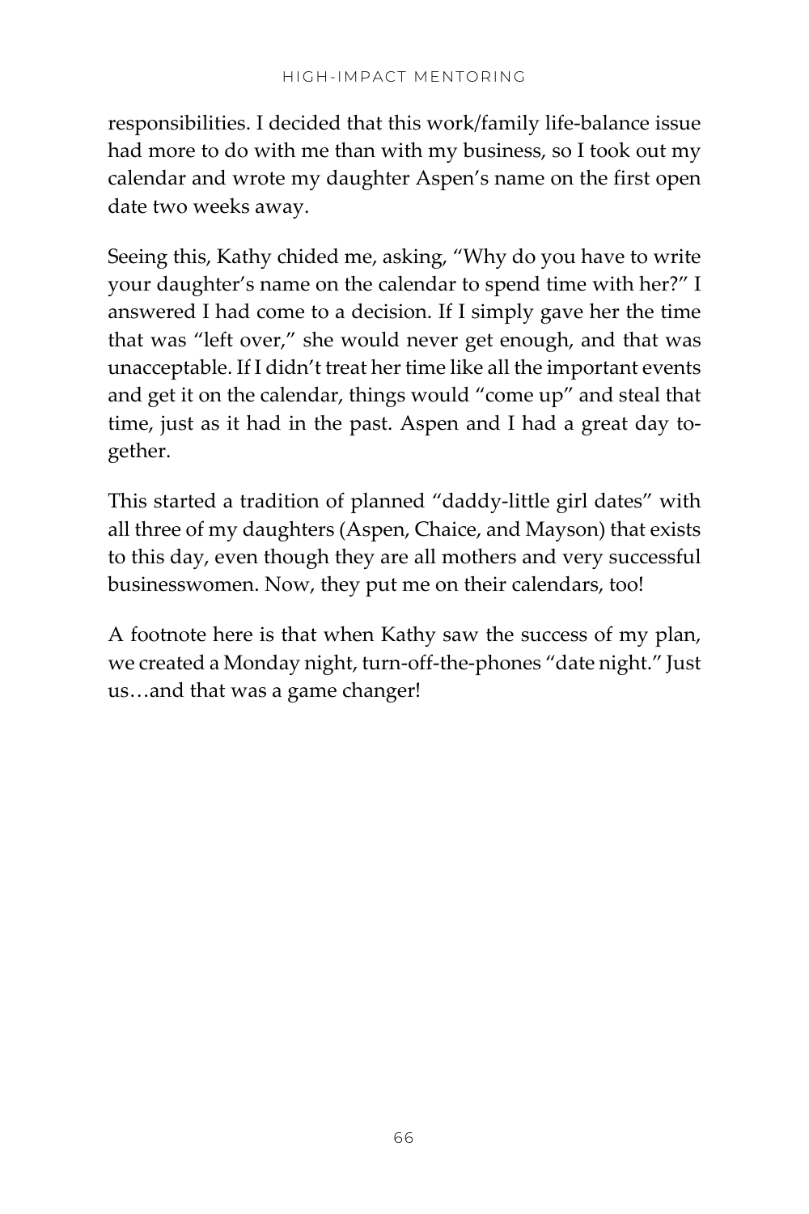responsibilities. I decided that this work/family life-balance issue had more to do with me than with my business, so I took out my calendar and wrote my daughter Aspen's name on the first open date two weeks away.

Seeing this, Kathy chided me, asking, "Why do you have to write your daughter's name on the calendar to spend time with her?" I answered I had come to a decision. If I simply gave her the time that was "left over," she would never get enough, and that was unacceptable. If I didn't treat her time like all the important events and get it on the calendar, things would "come up" and steal that time, just as it had in the past. Aspen and I had a great day together.

This started a tradition of planned "daddy-little girl dates" with all three of my daughters (Aspen, Chaice, and Mayson) that exists to this day, even though they are all mothers and very successful businesswomen. Now, they put me on their calendars, too!

A footnote here is that when Kathy saw the success of my plan, we created a Monday night, turn-off-the-phones "date night." Just us…and that was a game changer!